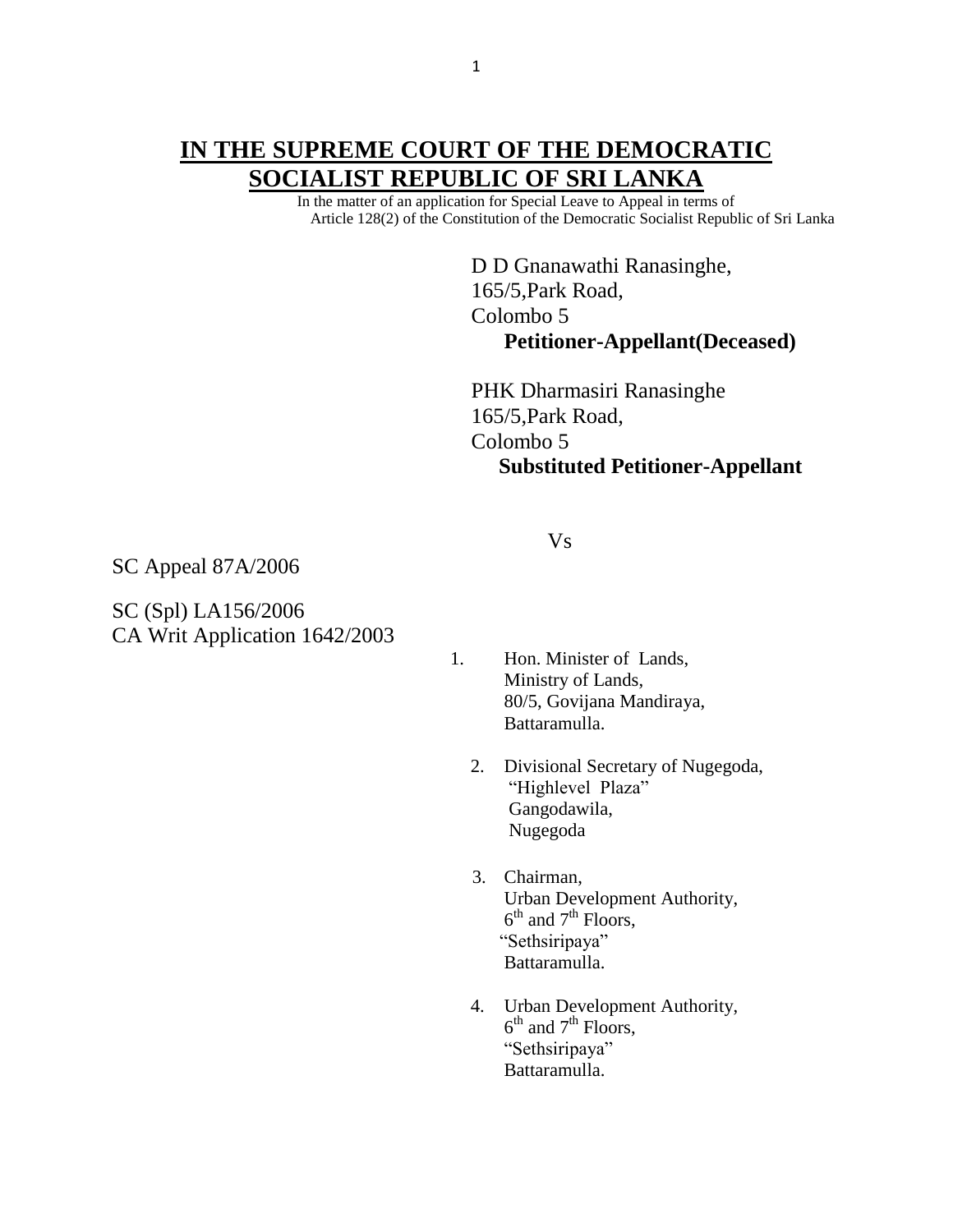# IN THE SUPREME COURT OF THE DEMOCRATIC SOCIALIST REPUBLIC OF SRI LANKA

In the matter of an application for Special Leave to Appeal in terms of Article 128(2) of the Constitution of the Democratic Socialist Republic of Sri Lanka

D D Gnanawathi Ranasinghe,
165/5,Park Road,
Colombo 5
**Petitioner-Appellant(Deceased)**

PHK Dharmasiri Ranasinghe
165/5,Park Road,
Colombo 5
**Substituted Petitioner-Appellant**

Vs

SC Appeal 87A/2006

SC (Spl) LA156/2006
CA Writ Application 1642/2003

1. Hon. Minister of Lands,
   Ministry of Lands,
   80/5, Govijana Mandiraya,
   Battaramulla.

2. Divisional Secretary of Nugegoda,
   "Highlevel Plaza"
   Gangodawila,
   Nugegoda

3. Chairman,
   Urban Development Authority,
   6th and 7th Floors,
   "Sethsiripaya"
   Battaramulla.

4. Urban Development Authority,
   6th and 7th Floors,
   "Sethsiripaya"
   Battaramulla.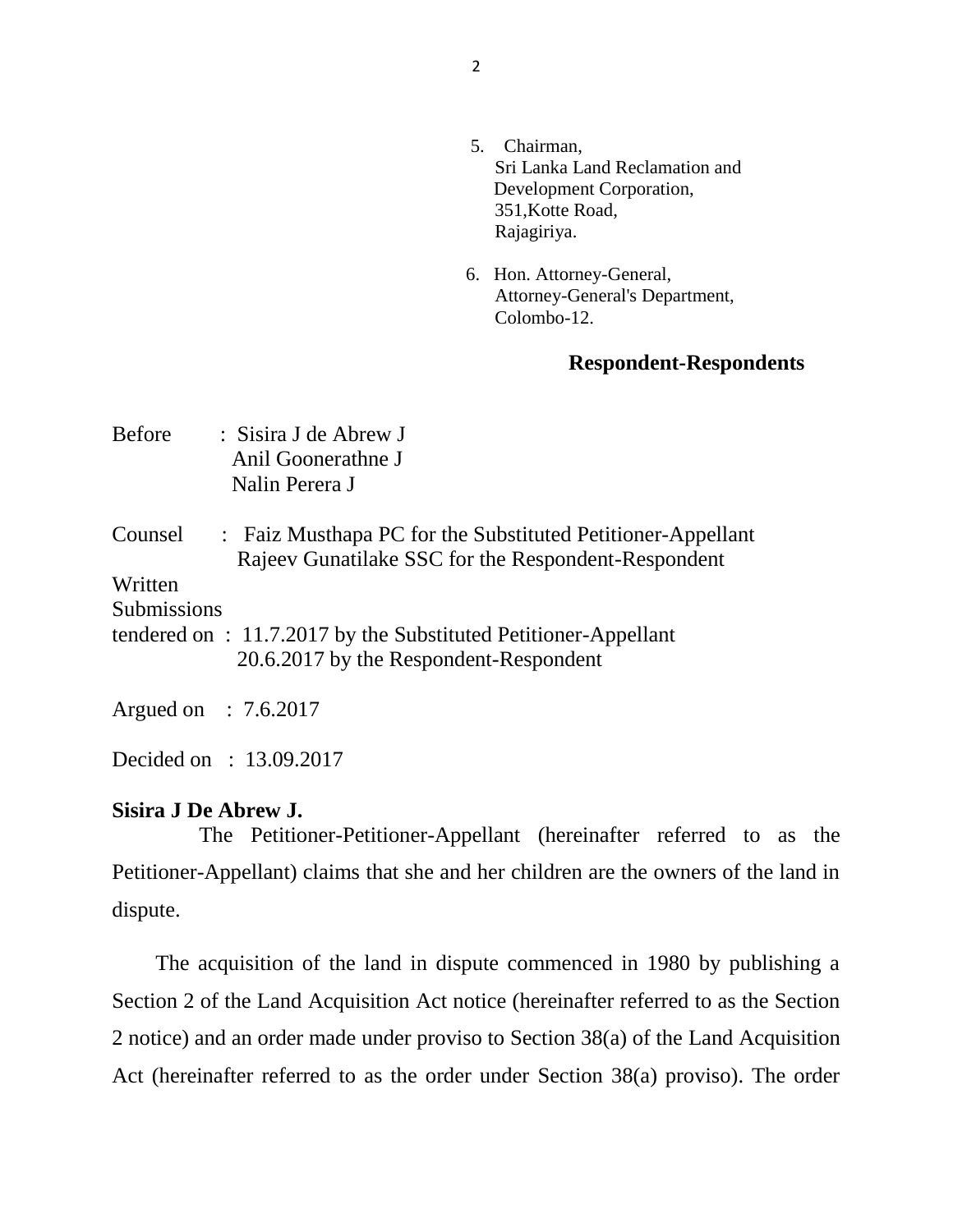5. Chairman,
   Sri Lanka Land Reclamation and
   Development Corporation,
   351,Kotte Road,
   Rajagiriya.

6. Hon. Attorney-General,
   Attorney-General's Department,
   Colombo-12.

**Respondent-Respondents**

Before : Sisira J de Abrew J
Anil Goonerathne J
Nalin Perera J

Counsel : Faiz Musthapa PC for the Substituted Petitioner-Appellant
Rajeev Gunatilake SSC for the Respondent-Respondent

Written Submissions tendered on : 11.7.2017 by the Substituted Petitioner-Appellant
20.6.2017 by the Respondent-Respondent

Argued on : 7.6.2017

Decided on : 13.09.2017

**Sisira J De Abrew J.**

The Petitioner-Petitioner-Appellant (hereinafter referred to as the Petitioner-Appellant) claims that she and her children are the owners of the land in dispute.

The acquisition of the land in dispute commenced in 1980 by publishing a Section 2 of the Land Acquisition Act notice (hereinafter referred to as the Section 2 notice) and an order made under proviso to Section 38(a) of the Land Acquisition Act (hereinafter referred to as the order under Section 38(a) proviso). The order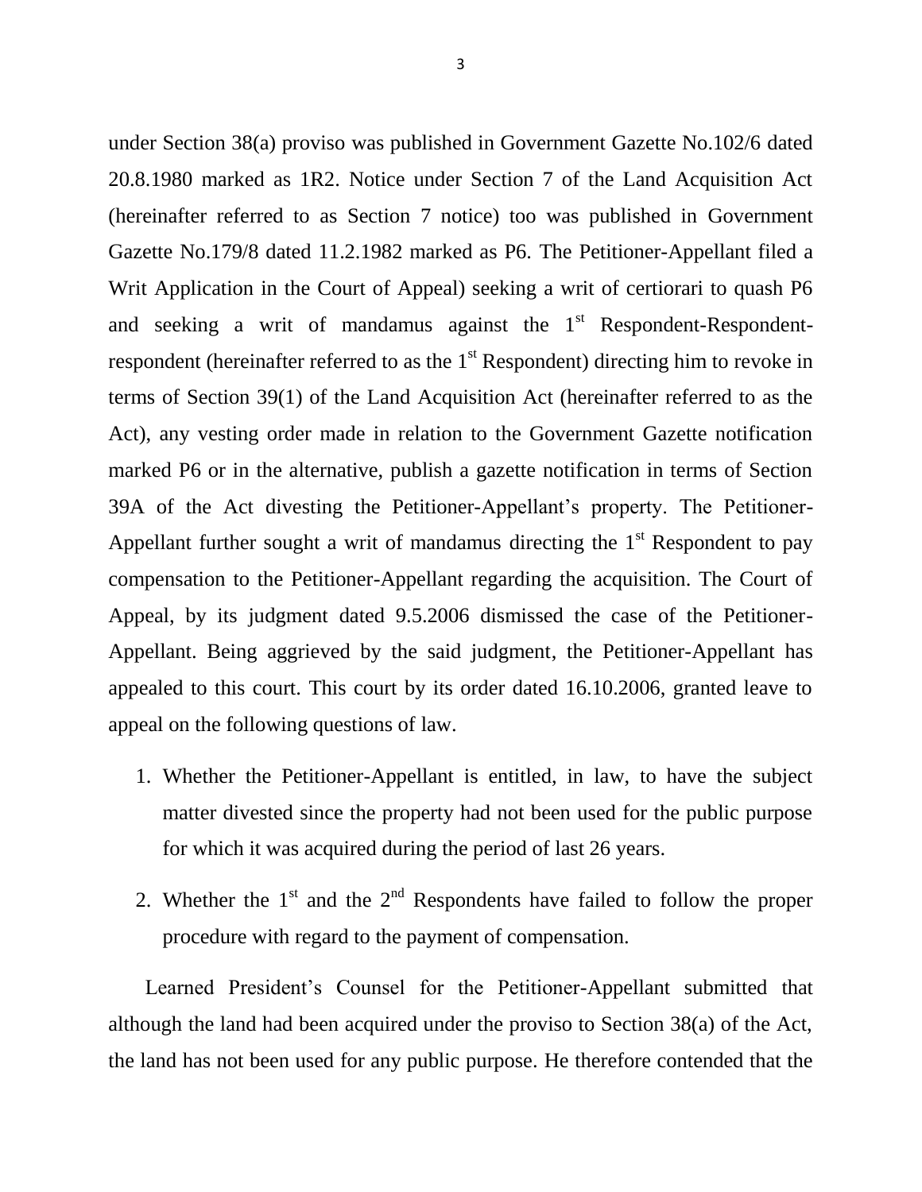under Section 38(a) proviso was published in Government Gazette No.102/6 dated 20.8.1980 marked as 1R2. Notice under Section 7 of the Land Acquisition Act (hereinafter referred to as Section 7 notice) too was published in Government Gazette No.179/8 dated 11.2.1982 marked as P6. The Petitioner-Appellant filed a Writ Application in the Court of Appeal) seeking a writ of certiorari to quash P6 and seeking a writ of mandamus against the 1st Respondent-Respondent-respondent (hereinafter referred to as the 1st Respondent) directing him to revoke in terms of Section 39(1) of the Land Acquisition Act (hereinafter referred to as the Act), any vesting order made in relation to the Government Gazette notification marked P6 or in the alternative, publish a gazette notification in terms of Section 39A of the Act divesting the Petitioner-Appellant's property. The Petitioner-Appellant further sought a writ of mandamus directing the 1st Respondent to pay compensation to the Petitioner-Appellant regarding the acquisition. The Court of Appeal, by its judgment dated 9.5.2006 dismissed the case of the Petitioner-Appellant. Being aggrieved by the said judgment, the Petitioner-Appellant has appealed to this court. This court by its order dated 16.10.2006, granted leave to appeal on the following questions of law.

1. Whether the Petitioner-Appellant is entitled, in law, to have the subject matter divested since the property had not been used for the public purpose for which it was acquired during the period of last 26 years.

2. Whether the 1st and the 2nd Respondents have failed to follow the proper procedure with regard to the payment of compensation.

Learned President's Counsel for the Petitioner-Appellant submitted that although the land had been acquired under the proviso to Section 38(a) of the Act, the land has not been used for any public purpose. He therefore contended that the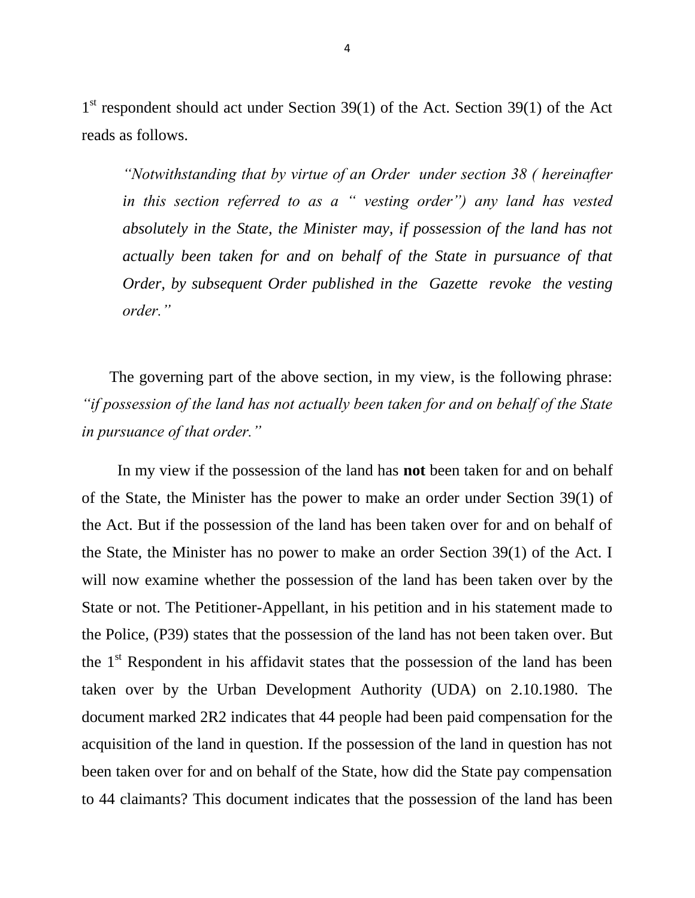1st respondent should act under Section 39(1) of the Act. Section 39(1) of the Act reads as follows.

> *"Notwithstanding that by virtue of an Order under section 38 ( hereinafter in this section referred to as a " vesting order") any land has vested absolutely in the State, the Minister may, if possession of the land has not actually been taken for and on behalf of the State in pursuance of that Order, by subsequent Order published in the Gazette revoke the vesting order."*

The governing part of the above section, in my view, is the following phrase: *"if possession of the land has not actually been taken for and on behalf of the State in pursuance of that order."*

In my view if the possession of the land has **not** been taken for and on behalf of the State, the Minister has the power to make an order under Section 39(1) of the Act. But if the possession of the land has been taken over for and on behalf of the State, the Minister has no power to make an order Section 39(1) of the Act. I will now examine whether the possession of the land has been taken over by the State or not. The Petitioner-Appellant, in his petition and in his statement made to the Police, (P39) states that the possession of the land has not been taken over. But the 1st Respondent in his affidavit states that the possession of the land has been taken over by the Urban Development Authority (UDA) on 2.10.1980. The document marked 2R2 indicates that 44 people had been paid compensation for the acquisition of the land in question. If the possession of the land in question has not been taken over for and on behalf of the State, how did the State pay compensation to 44 claimants? This document indicates that the possession of the land has been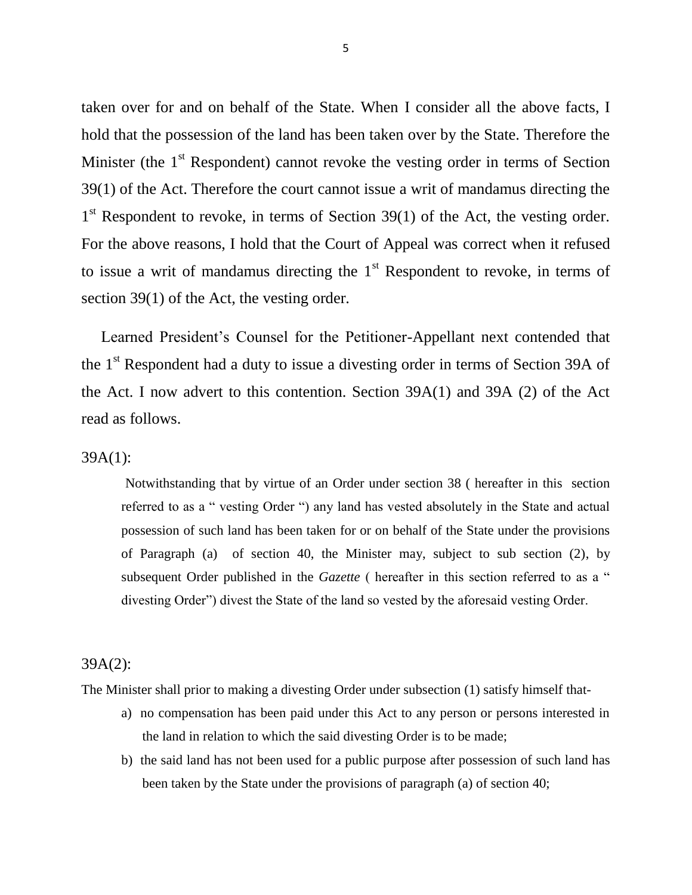taken over for and on behalf of the State. When I consider all the above facts, I hold that the possession of the land has been taken over by the State. Therefore the Minister (the 1st Respondent) cannot revoke the vesting order in terms of Section 39(1) of the Act. Therefore the court cannot issue a writ of mandamus directing the 1st Respondent to revoke, in terms of Section 39(1) of the Act, the vesting order. For the above reasons, I hold that the Court of Appeal was correct when it refused to issue a writ of mandamus directing the 1st Respondent to revoke, in terms of section 39(1) of the Act, the vesting order.

Learned President's Counsel for the Petitioner-Appellant next contended that the 1st Respondent had a duty to issue a divesting order in terms of Section 39A of the Act. I now advert to this contention. Section 39A(1) and 39A (2) of the Act read as follows.

39A(1):

> Notwithstanding that by virtue of an Order under section 38 ( hereafter in this section referred to as a " vesting Order ") any land has vested absolutely in the State and actual possession of such land has been taken for or on behalf of the State under the provisions of Paragraph (a) of section 40, the Minister may, subject to sub section (2), by subsequent Order published in the *Gazette* ( hereafter in this section referred to as a " divesting Order") divest the State of the land so vested by the aforesaid vesting Order.

39A(2):

The Minister shall prior to making a divesting Order under subsection (1) satisfy himself that-

a) no compensation has been paid under this Act to any person or persons interested in the land in relation to which the said divesting Order is to be made;
b) the said land has not been used for a public purpose after possession of such land has been taken by the State under the provisions of paragraph (a) of section 40;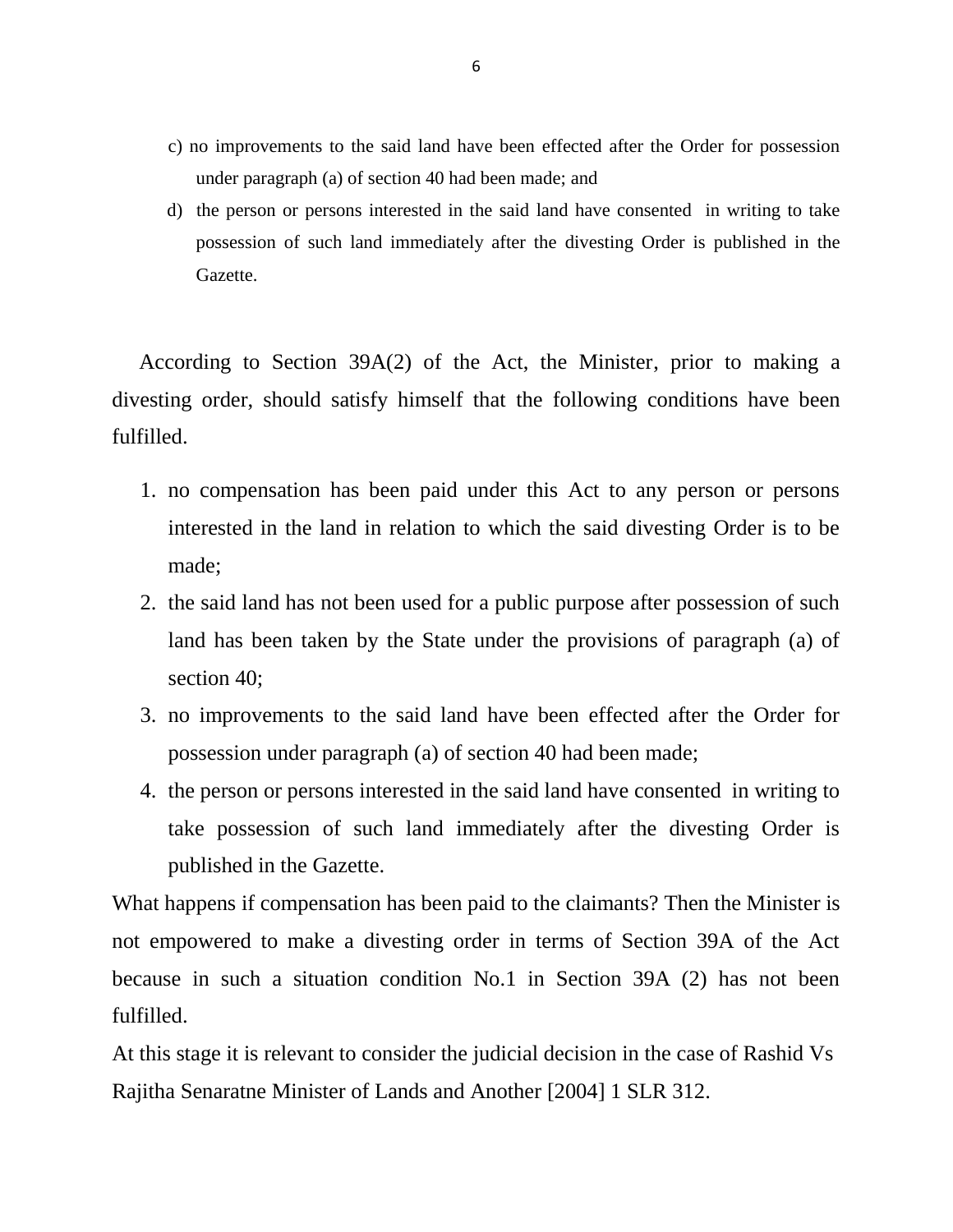c) no improvements to the said land have been effected after the Order for possession under paragraph (a) of section 40 had been made; and

d) the person or persons interested in the said land have consented in writing to take possession of such land immediately after the divesting Order is published in the Gazette.

According to Section 39A(2) of the Act, the Minister, prior to making a divesting order, should satisfy himself that the following conditions have been fulfilled.

1. no compensation has been paid under this Act to any person or persons interested in the land in relation to which the said divesting Order is to be made;
2. the said land has not been used for a public purpose after possession of such land has been taken by the State under the provisions of paragraph (a) of section 40;
3. no improvements to the said land have been effected after the Order for possession under paragraph (a) of section 40 had been made;
4. the person or persons interested in the said land have consented in writing to take possession of such land immediately after the divesting Order is published in the Gazette.

What happens if compensation has been paid to the claimants? Then the Minister is not empowered to make a divesting order in terms of Section 39A of the Act because in such a situation condition No.1 in Section 39A (2) has not been fulfilled.

At this stage it is relevant to consider the judicial decision in the case of Rashid Vs Rajitha Senaratne Minister of Lands and Another [2004] 1 SLR 312.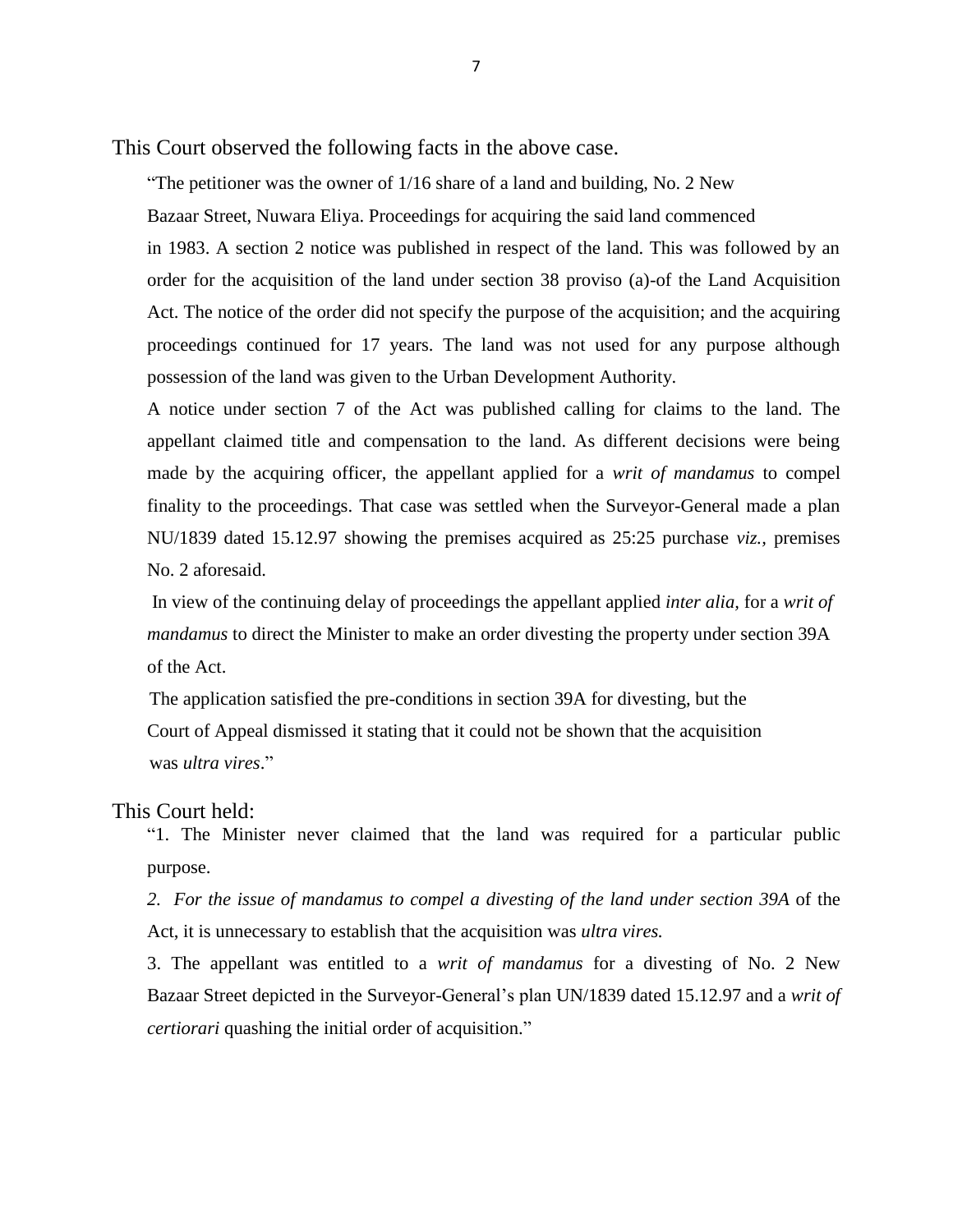This Court observed the following facts in the above case.

"The petitioner was the owner of 1/16 share of a land and building, No. 2 New Bazaar Street, Nuwara Eliya. Proceedings for acquiring the said land commenced in 1983. A section 2 notice was published in respect of the land. This was followed by an order for the acquisition of the land under section 38 proviso (a)-of the Land Acquisition Act. The notice of the order did not specify the purpose of the acquisition; and the acquiring proceedings continued for 17 years. The land was not used for any purpose although possession of the land was given to the Urban Development Authority.

A notice under section 7 of the Act was published calling for claims to the land. The appellant claimed title and compensation to the land. As different decisions were being made by the acquiring officer, the appellant applied for a *writ of mandamus* to compel finality to the proceedings. That case was settled when the Surveyor-General made a plan NU/1839 dated 15.12.97 showing the premises acquired as 25:25 purchase *viz.*, premises No. 2 aforesaid.

In view of the continuing delay of proceedings the appellant applied *inter alia*, for a *writ of mandamus* to direct the Minister to make an order divesting the property under section 39A of the Act.

The application satisfied the pre-conditions in section 39A for divesting, but the Court of Appeal dismissed it stating that it could not be shown that the acquisition was *ultra vires*."

This Court held:

"1. The Minister never claimed that the land was required for a particular public purpose.

*2. For the issue of mandamus to compel a divesting of the land under section 39A* of the Act, it is unnecessary to establish that the acquisition was *ultra vires.*

3. The appellant was entitled to a *writ of mandamus* for a divesting of No. 2 New Bazaar Street depicted in the Surveyor-General's plan UN/1839 dated 15.12.97 and a *writ of certiorari* quashing the initial order of acquisition."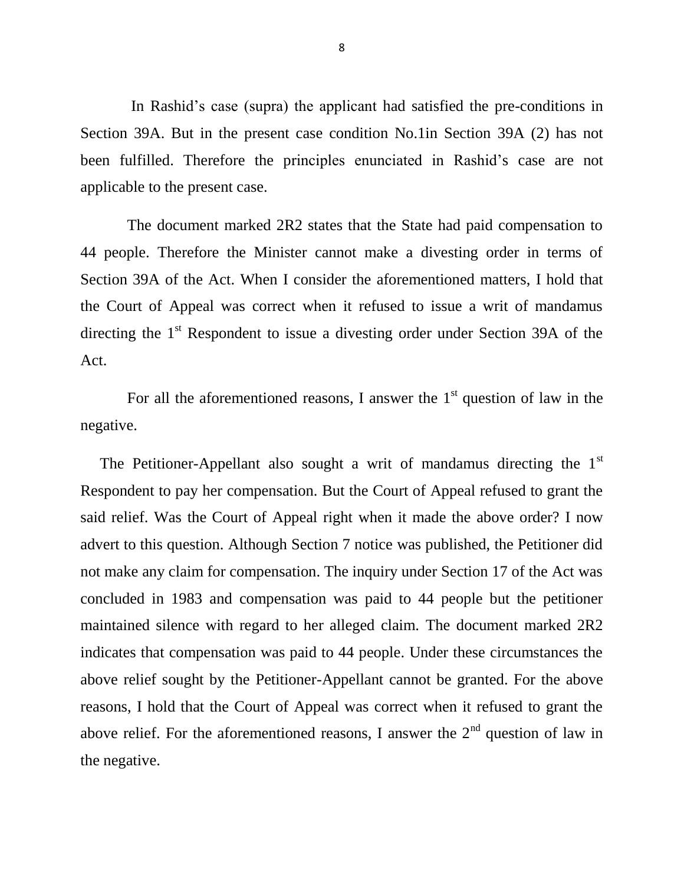In Rashid's case (supra) the applicant had satisfied the pre-conditions in Section 39A. But in the present case condition No.1in Section 39A (2) has not been fulfilled. Therefore the principles enunciated in Rashid's case are not applicable to the present case.

The document marked 2R2 states that the State had paid compensation to 44 people. Therefore the Minister cannot make a divesting order in terms of Section 39A of the Act. When I consider the aforementioned matters, I hold that the Court of Appeal was correct when it refused to issue a writ of mandamus directing the 1st Respondent to issue a divesting order under Section 39A of the Act.

For all the aforementioned reasons, I answer the 1st question of law in the negative.

The Petitioner-Appellant also sought a writ of mandamus directing the 1st Respondent to pay her compensation. But the Court of Appeal refused to grant the said relief. Was the Court of Appeal right when it made the above order? I now advert to this question. Although Section 7 notice was published, the Petitioner did not make any claim for compensation. The inquiry under Section 17 of the Act was concluded in 1983 and compensation was paid to 44 people but the petitioner maintained silence with regard to her alleged claim. The document marked 2R2 indicates that compensation was paid to 44 people. Under these circumstances the above relief sought by the Petitioner-Appellant cannot be granted. For the above reasons, I hold that the Court of Appeal was correct when it refused to grant the above relief. For the aforementioned reasons, I answer the 2nd question of law in the negative.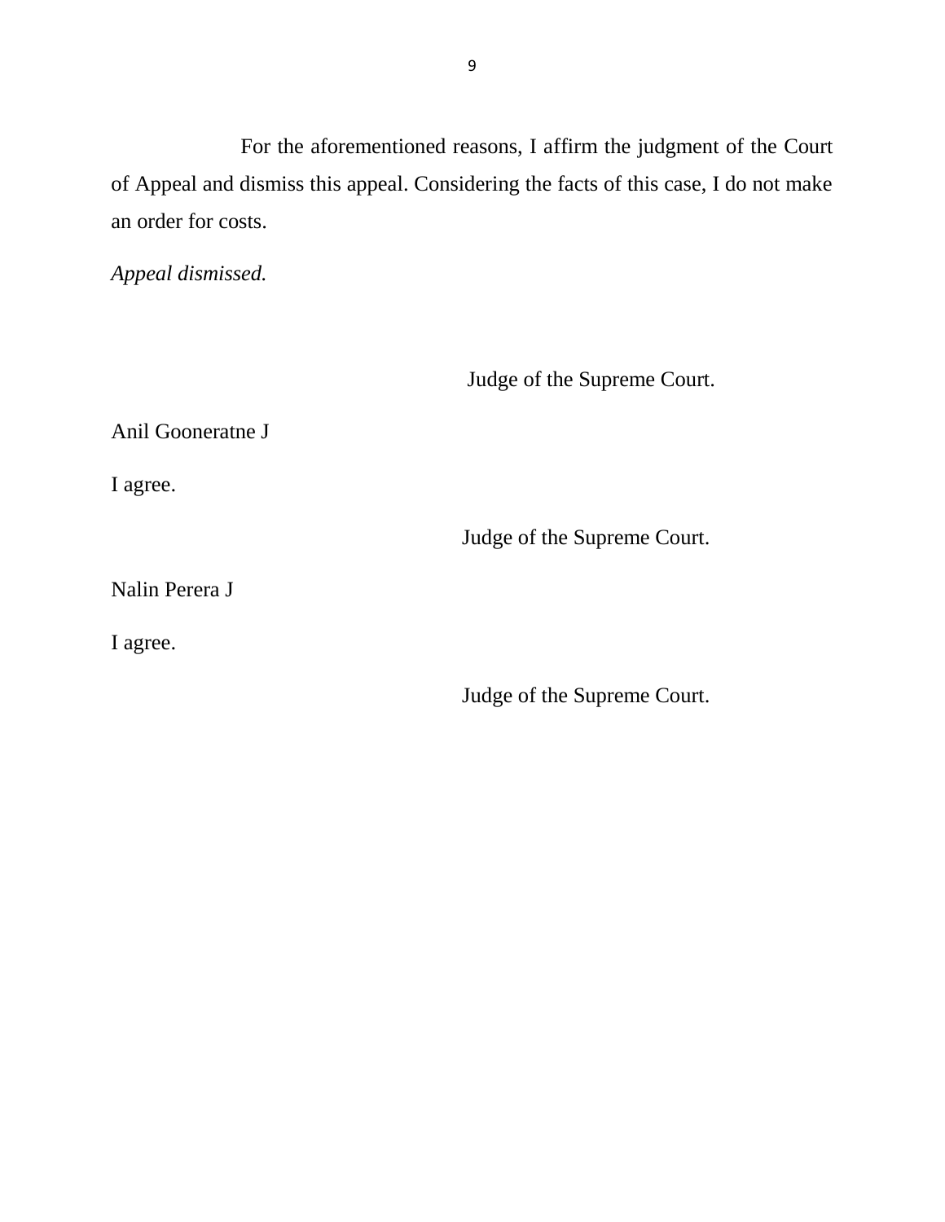For the aforementioned reasons, I affirm the judgment of the Court of Appeal and dismiss this appeal. Considering the facts of this case, I do not make an order for costs.

*Appeal dismissed.*

Judge of the Supreme Court.

Anil Gooneratne J

I agree.

Judge of the Supreme Court.

Nalin Perera J

I agree.

Judge of the Supreme Court.